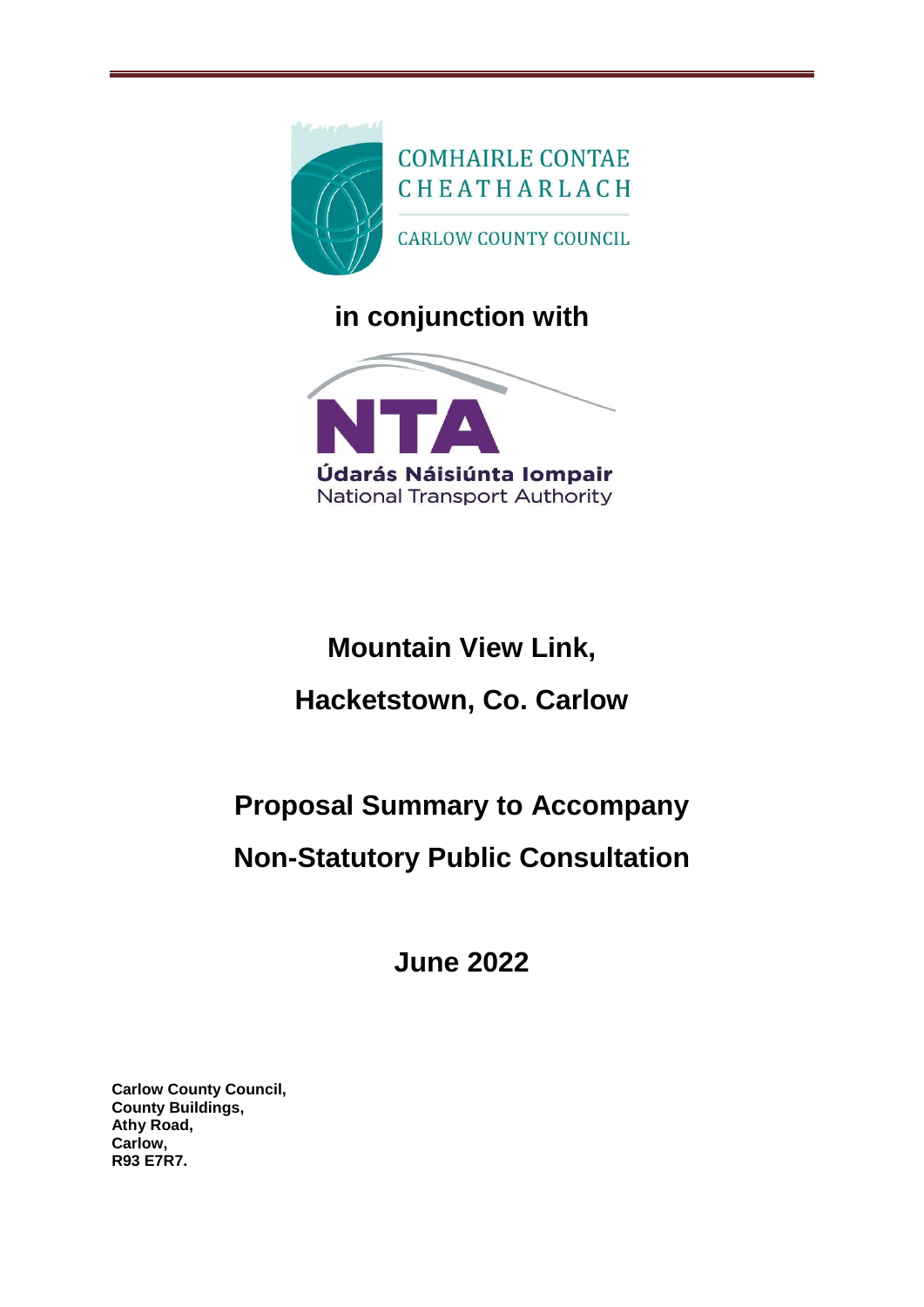COMHAIRLE CONTAE CHEATHARLACH

CARLOW COUNTY COUNCIL

**in conjunction with**

NTA

Údarás Náisiúnta Iompair

National Transport Authority

# Mountain View Link,

# Hacketstown, Co. Carlow

# Proposal Summary to Accompany

# Non-Statutory Public Consultation

## June 2022

**Carlow County Council,**
**County Buildings,**
**Athy Road,**
**Carlow,**
**R93 E7R7.**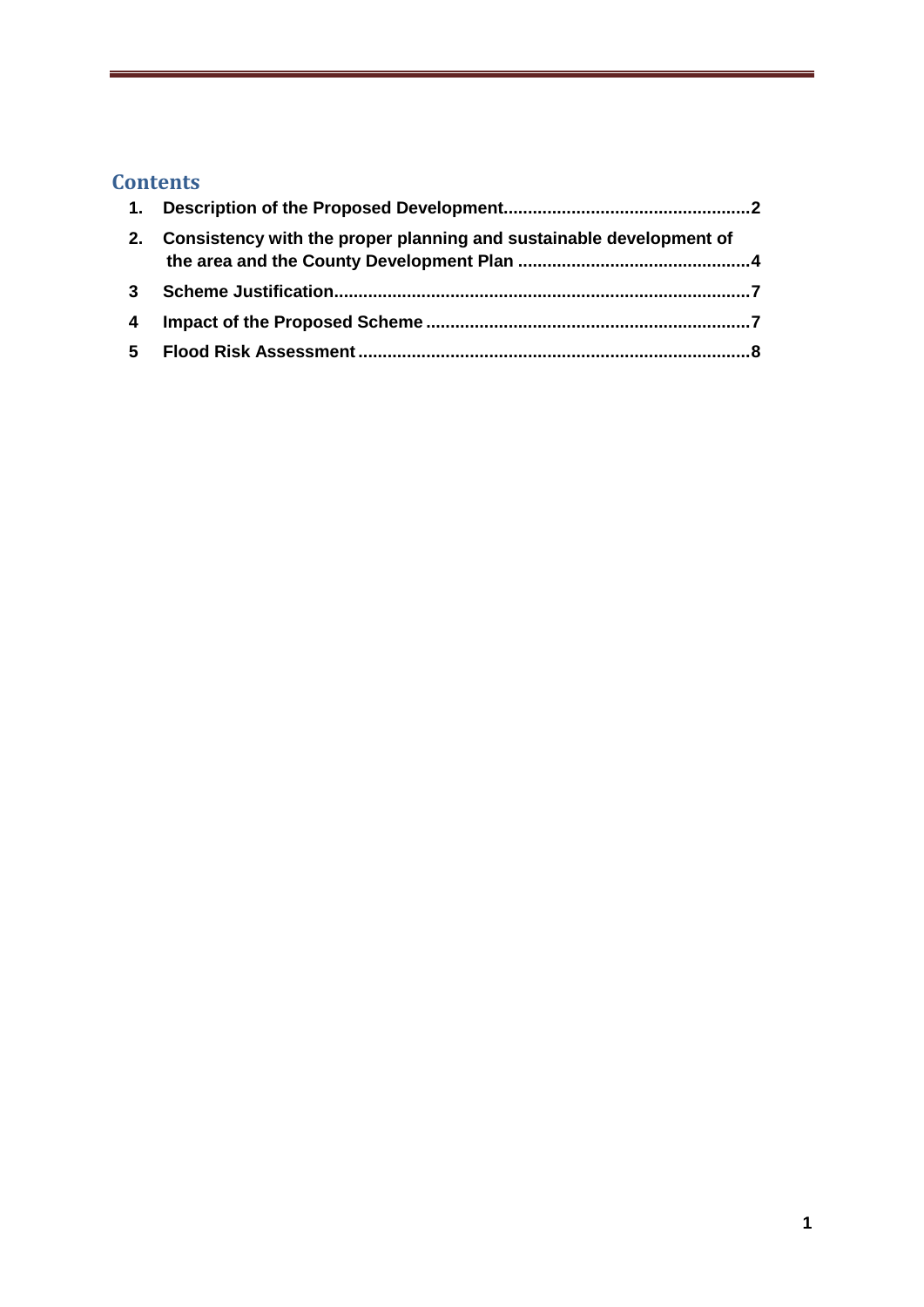## Contents

1. **Description of the Proposed Development ..................................................2**
2. **Consistency with the proper planning and sustainable development of the area and the County Development Plan ................................................4**
3. **Scheme Justification......................................................................................7**
4. **Impact of the Proposed Scheme ...................................................................7**
5. **Flood Risk Assessment ................................................................................8**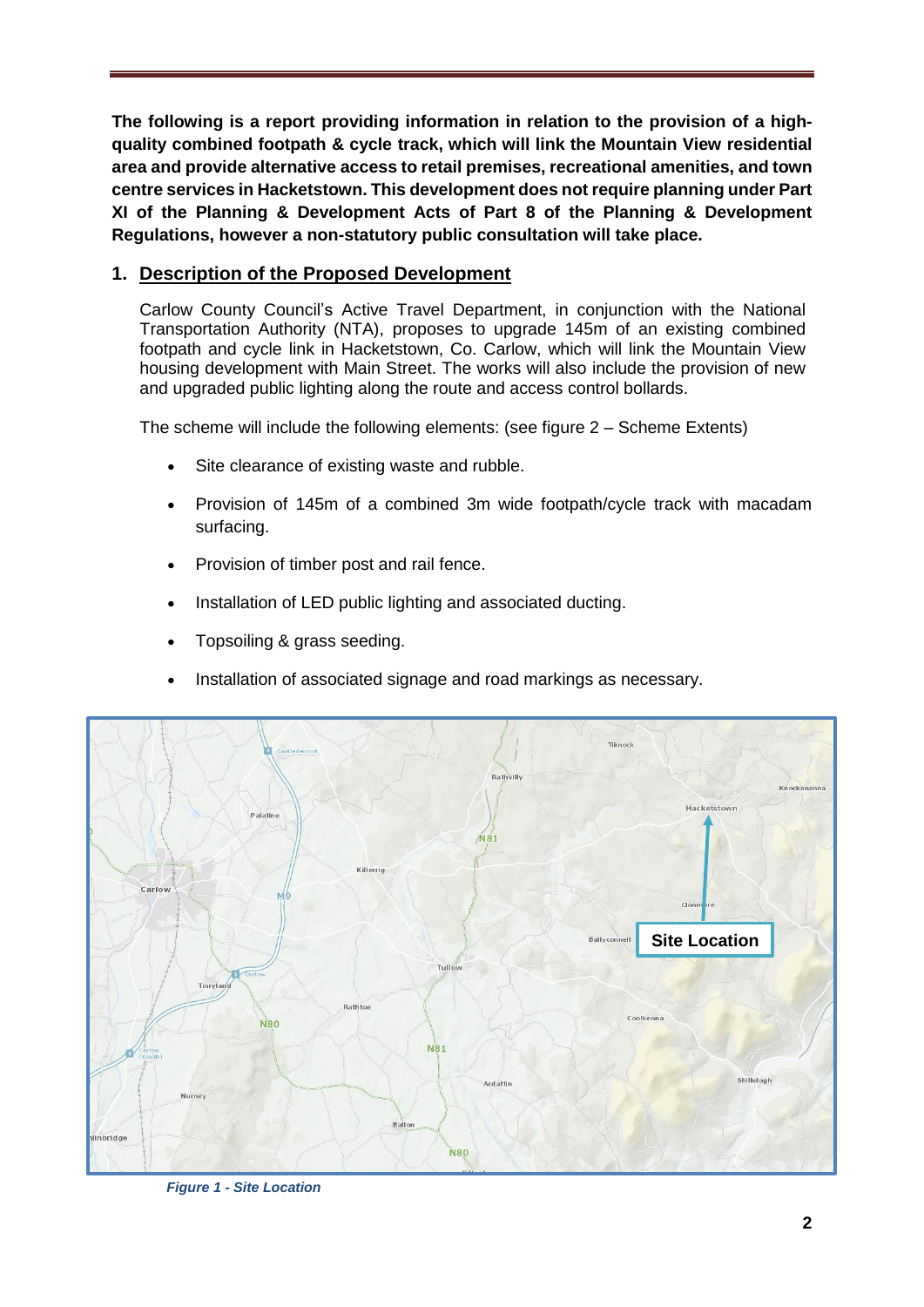**The following is a report providing information in relation to the provision of a high-quality combined footpath & cycle track, which will link the Mountain View residential area and provide alternative access to retail premises, recreational amenities, and town centre services in Hacketstown. This development does not require planning under Part XI of the Planning & Development Acts of Part 8 of the Planning & Development Regulations, however a non-statutory public consultation will take place.**

## 1. Description of the Proposed Development

Carlow County Council's Active Travel Department, in conjunction with the National Transportation Authority (NTA), proposes to upgrade 145m of an existing combined footpath and cycle link in Hacketstown, Co. Carlow, which will link the Mountain View housing development with Main Street. The works will also include the provision of new and upgraded public lighting along the route and access control bollards.

The scheme will include the following elements: (see figure 2 – Scheme Extents)

- Site clearance of existing waste and rubble.
- Provision of 145m of a combined 3m wide footpath/cycle track with macadam surfacing.
- Provision of timber post and rail fence.
- Installation of LED public lighting and associated ducting.
- Topsoiling & grass seeding.
- Installation of associated signage and road markings as necessary.

*Figure 1 - Site Location*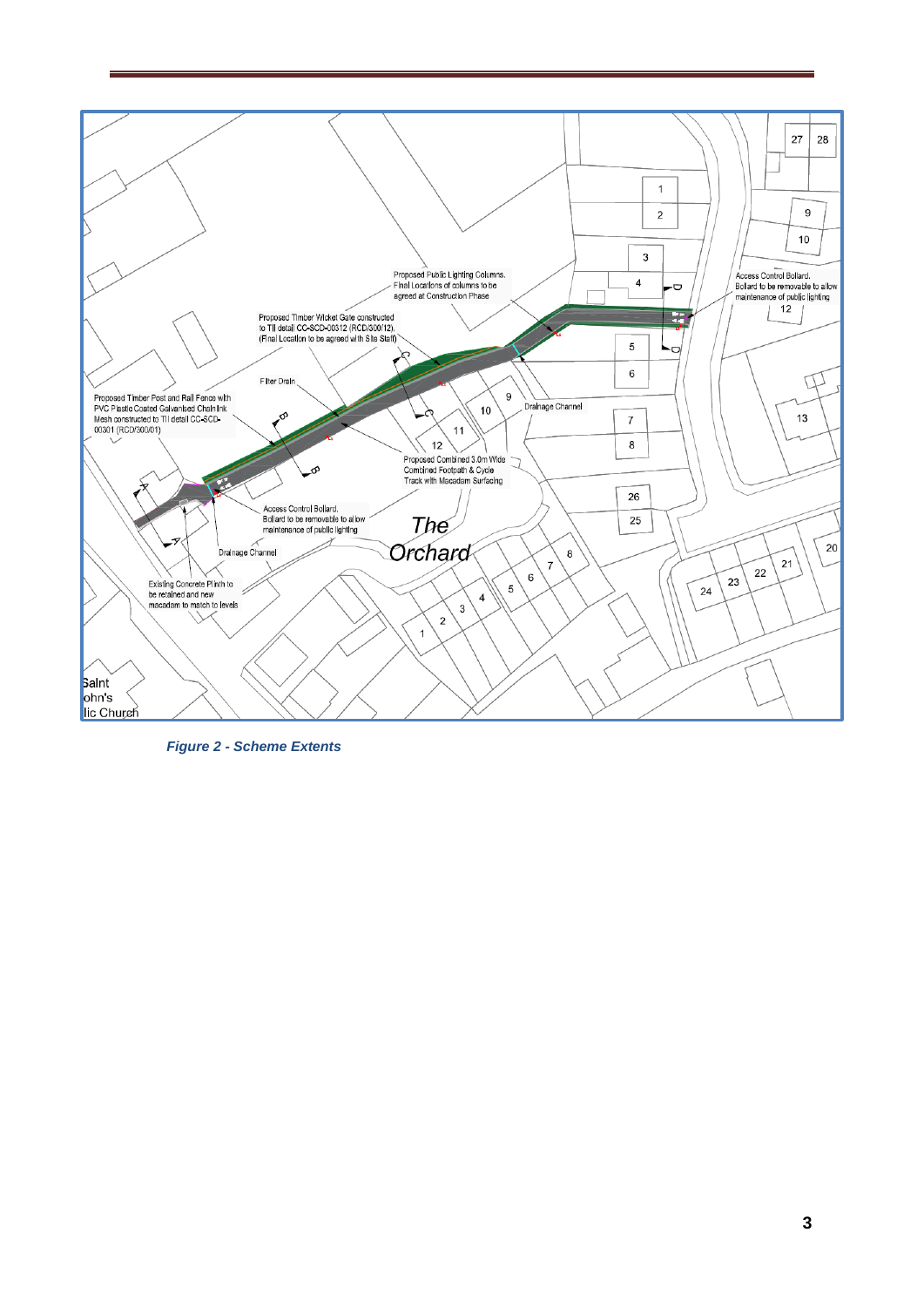*Figure 2 - Scheme Extents*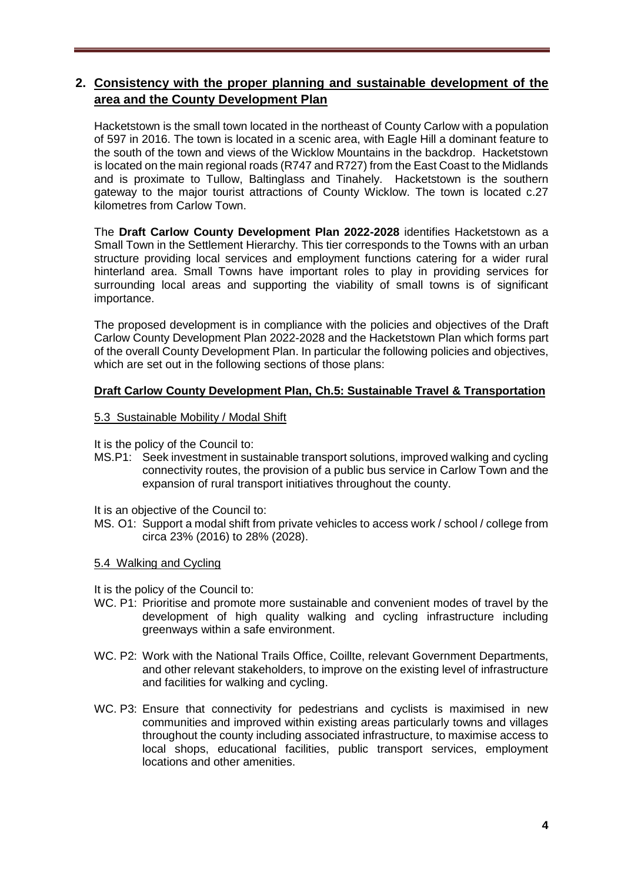## 2. Consistency with the proper planning and sustainable development of the area and the County Development Plan

Hacketstown is the small town located in the northeast of County Carlow with a population of 597 in 2016. The town is located in a scenic area, with Eagle Hill a dominant feature to the south of the town and views of the Wicklow Mountains in the backdrop. Hacketstown is located on the main regional roads (R747 and R727) from the East Coast to the Midlands and is proximate to Tullow, Baltinglass and Tinahely. Hacketstown is the southern gateway to the major tourist attractions of County Wicklow. The town is located c.27 kilometres from Carlow Town.

The **Draft Carlow County Development Plan 2022-2028** identifies Hacketstown as a Small Town in the Settlement Hierarchy. This tier corresponds to the Towns with an urban structure providing local services and employment functions catering for a wider rural hinterland area. Small Towns have important roles to play in providing services for surrounding local areas and supporting the viability of small towns is of significant importance.

The proposed development is in compliance with the policies and objectives of the Draft Carlow County Development Plan 2022-2028 and the Hacketstown Plan which forms part of the overall County Development Plan. In particular the following policies and objectives, which are set out in the following sections of those plans:

### Draft Carlow County Development Plan, Ch.5: Sustainable Travel & Transportation

#### 5.3 Sustainable Mobility / Modal Shift

It is the policy of the Council to:

MS.P1: Seek investment in sustainable transport solutions, improved walking and cycling connectivity routes, the provision of a public bus service in Carlow Town and the expansion of rural transport initiatives throughout the county.

It is an objective of the Council to:

MS. O1: Support a modal shift from private vehicles to access work / school / college from circa 23% (2016) to 28% (2028).

#### 5.4 Walking and Cycling

It is the policy of the Council to:

WC. P1: Prioritise and promote more sustainable and convenient modes of travel by the development of high quality walking and cycling infrastructure including greenways within a safe environment.

WC. P2: Work with the National Trails Office, Coillte, relevant Government Departments, and other relevant stakeholders, to improve on the existing level of infrastructure and facilities for walking and cycling.

WC. P3: Ensure that connectivity for pedestrians and cyclists is maximised in new communities and improved within existing areas particularly towns and villages throughout the county including associated infrastructure, to maximise access to local shops, educational facilities, public transport services, employment locations and other amenities.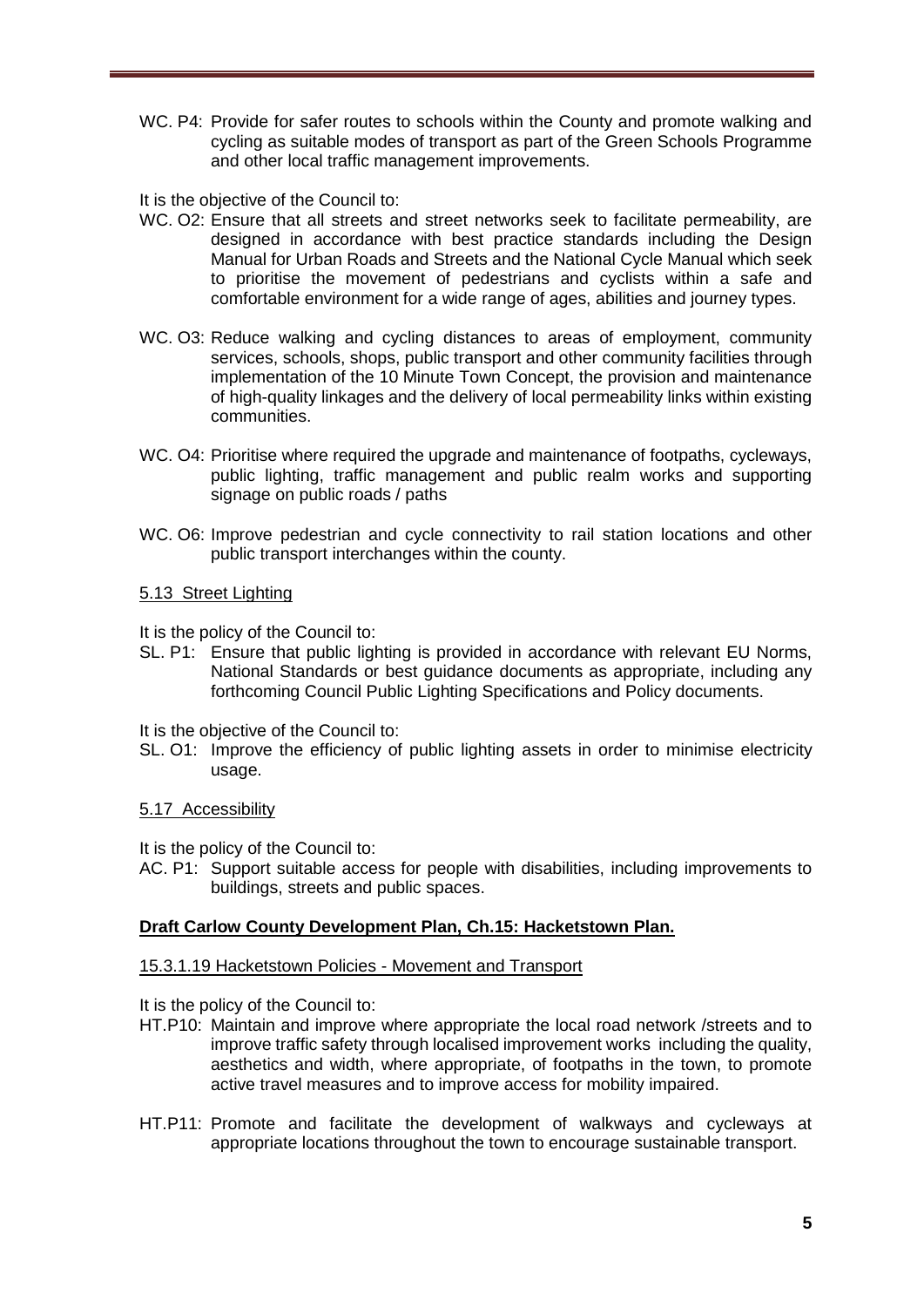WC. P4: Provide for safer routes to schools within the County and promote walking and cycling as suitable modes of transport as part of the Green Schools Programme and other local traffic management improvements.

It is the objective of the Council to:

WC. O2: Ensure that all streets and street networks seek to facilitate permeability, are designed in accordance with best practice standards including the Design Manual for Urban Roads and Streets and the National Cycle Manual which seek to prioritise the movement of pedestrians and cyclists within a safe and comfortable environment for a wide range of ages, abilities and journey types.

WC. O3: Reduce walking and cycling distances to areas of employment, community services, schools, shops, public transport and other community facilities through implementation of the 10 Minute Town Concept, the provision and maintenance of high-quality linkages and the delivery of local permeability links within existing communities.

WC. O4: Prioritise where required the upgrade and maintenance of footpaths, cycleways, public lighting, traffic management and public realm works and supporting signage on public roads / paths

WC. O6: Improve pedestrian and cycle connectivity to rail station locations and other public transport interchanges within the county.

5.13 Street Lighting

It is the policy of the Council to:

SL. P1: Ensure that public lighting is provided in accordance with relevant EU Norms, National Standards or best guidance documents as appropriate, including any forthcoming Council Public Lighting Specifications and Policy documents.

It is the objective of the Council to:

SL. O1: Improve the efficiency of public lighting assets in order to minimise electricity usage.

5.17 Accessibility

It is the policy of the Council to:

AC. P1: Support suitable access for people with disabilities, including improvements to buildings, streets and public spaces.

**Draft Carlow County Development Plan, Ch.15: Hacketstown Plan.**

15.3.1.19 Hacketstown Policies - Movement and Transport

It is the policy of the Council to:

HT.P10: Maintain and improve where appropriate the local road network /streets and to improve traffic safety through localised improvement works including the quality, aesthetics and width, where appropriate, of footpaths in the town, to promote active travel measures and to improve access for mobility impaired.

HT.P11: Promote and facilitate the development of walkways and cycleways at appropriate locations throughout the town to encourage sustainable transport.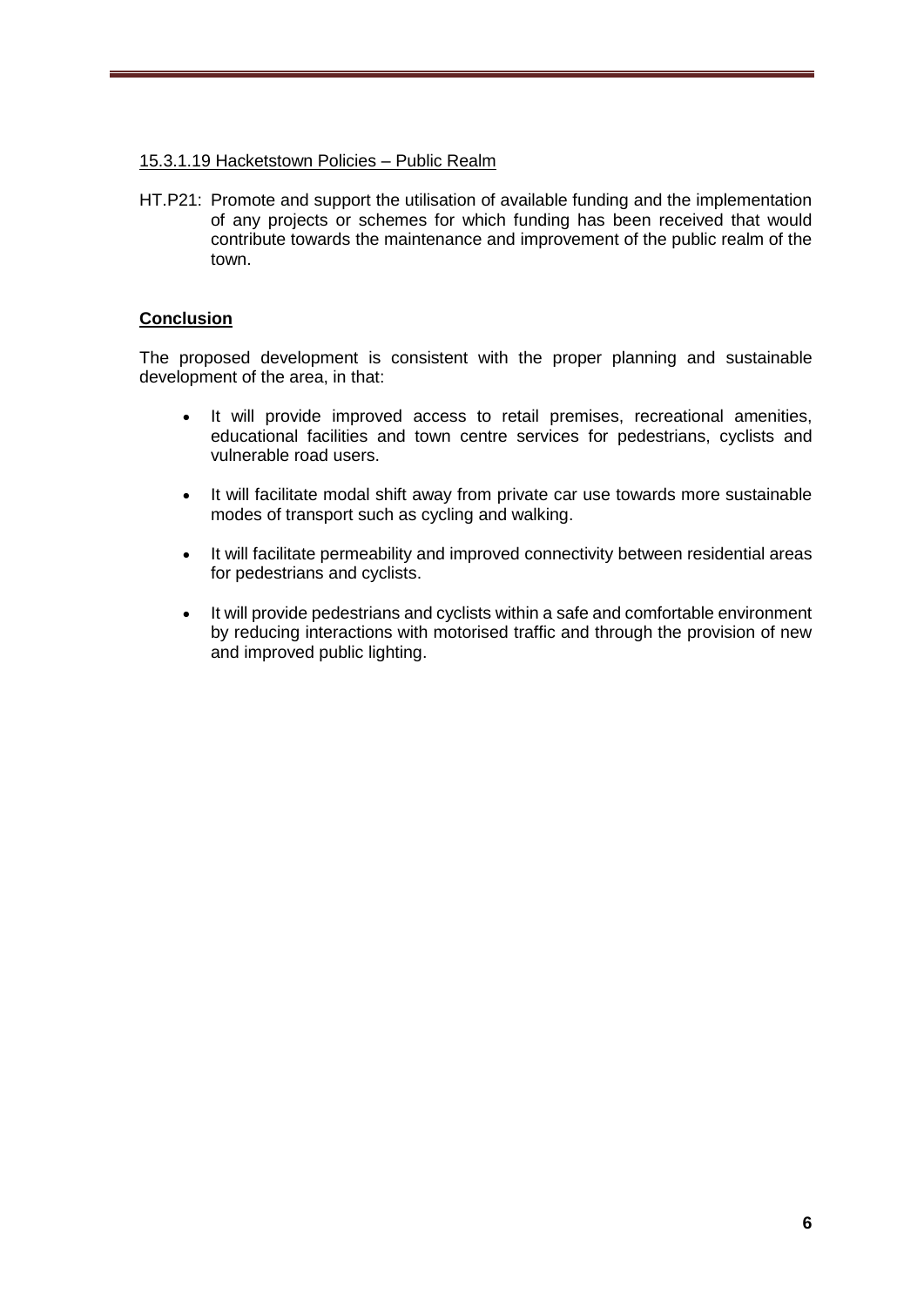15.3.1.19 Hacketstown Policies – Public Realm

HT.P21: Promote and support the utilisation of available funding and the implementation of any projects or schemes for which funding has been received that would contribute towards the maintenance and improvement of the public realm of the town.

**Conclusion**

The proposed development is consistent with the proper planning and sustainable development of the area, in that:

- It will provide improved access to retail premises, recreational amenities, educational facilities and town centre services for pedestrians, cyclists and vulnerable road users.
- It will facilitate modal shift away from private car use towards more sustainable modes of transport such as cycling and walking.
- It will facilitate permeability and improved connectivity between residential areas for pedestrians and cyclists.
- It will provide pedestrians and cyclists within a safe and comfortable environment by reducing interactions with motorised traffic and through the provision of new and improved public lighting.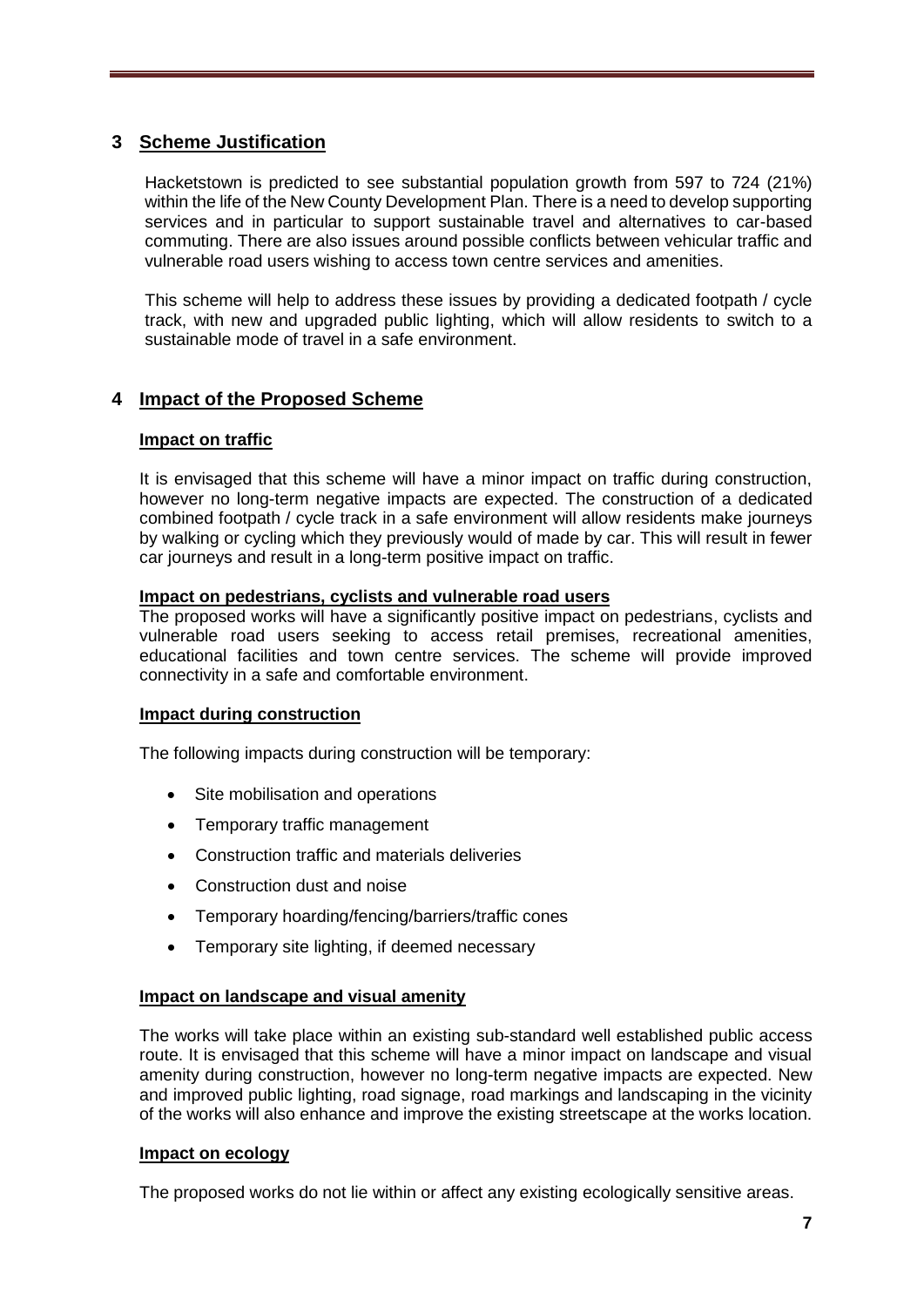## 3 Scheme Justification

Hacketstown is predicted to see substantial population growth from 597 to 724 (21%) within the life of the New County Development Plan. There is a need to develop supporting services and in particular to support sustainable travel and alternatives to car-based commuting. There are also issues around possible conflicts between vehicular traffic and vulnerable road users wishing to access town centre services and amenities.

This scheme will help to address these issues by providing a dedicated footpath / cycle track, with new and upgraded public lighting, which will allow residents to switch to a sustainable mode of travel in a safe environment.

## 4 Impact of the Proposed Scheme

### Impact on traffic

It is envisaged that this scheme will have a minor impact on traffic during construction, however no long-term negative impacts are expected. The construction of a dedicated combined footpath / cycle track in a safe environment will allow residents make journeys by walking or cycling which they previously would of made by car. This will result in fewer car journeys and result in a long-term positive impact on traffic.

### Impact on pedestrians, cyclists and vulnerable road users

The proposed works will have a significantly positive impact on pedestrians, cyclists and vulnerable road users seeking to access retail premises, recreational amenities, educational facilities and town centre services. The scheme will provide improved connectivity in a safe and comfortable environment.

### Impact during construction

The following impacts during construction will be temporary:

- Site mobilisation and operations
- Temporary traffic management
- Construction traffic and materials deliveries
- Construction dust and noise
- Temporary hoarding/fencing/barriers/traffic cones
- Temporary site lighting, if deemed necessary

### Impact on landscape and visual amenity

The works will take place within an existing sub-standard well established public access route. It is envisaged that this scheme will have a minor impact on landscape and visual amenity during construction, however no long-term negative impacts are expected. New and improved public lighting, road signage, road markings and landscaping in the vicinity of the works will also enhance and improve the existing streetscape at the works location.

### Impact on ecology

The proposed works do not lie within or affect any existing ecologically sensitive areas.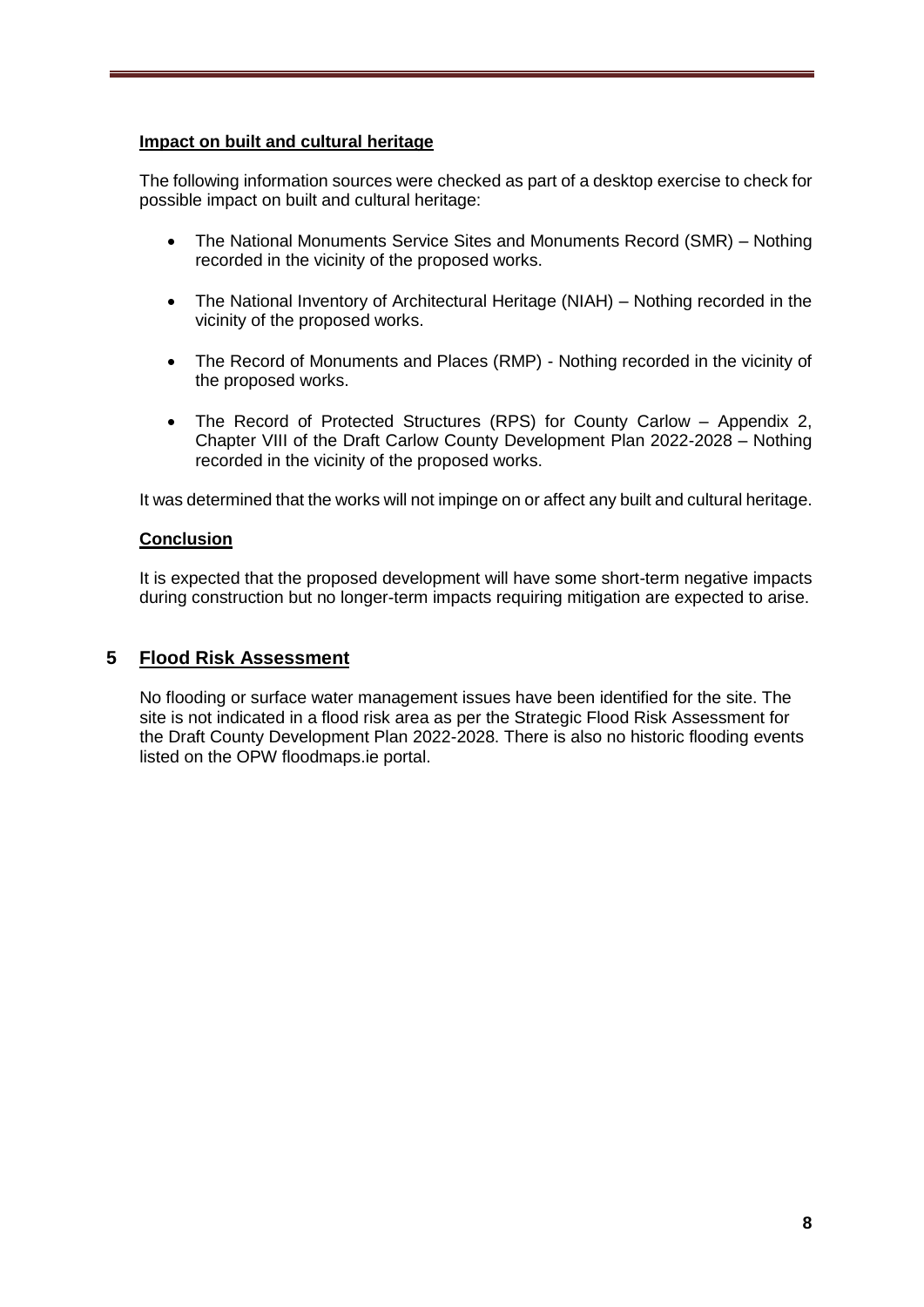**Impact on built and cultural heritage**

The following information sources were checked as part of a desktop exercise to check for possible impact on built and cultural heritage:

- The National Monuments Service Sites and Monuments Record (SMR) – Nothing recorded in the vicinity of the proposed works.
- The National Inventory of Architectural Heritage (NIAH) – Nothing recorded in the vicinity of the proposed works.
- The Record of Monuments and Places (RMP) - Nothing recorded in the vicinity of the proposed works.
- The Record of Protected Structures (RPS) for County Carlow – Appendix 2, Chapter VIII of the Draft Carlow County Development Plan 2022-2028 – Nothing recorded in the vicinity of the proposed works.

It was determined that the works will not impinge on or affect any built and cultural heritage.

**Conclusion**

It is expected that the proposed development will have some short-term negative impacts during construction but no longer-term impacts requiring mitigation are expected to arise.

## 5 Flood Risk Assessment

No flooding or surface water management issues have been identified for the site. The site is not indicated in a flood risk area as per the Strategic Flood Risk Assessment for the Draft County Development Plan 2022-2028. There is also no historic flooding events listed on the OPW floodmaps.ie portal.